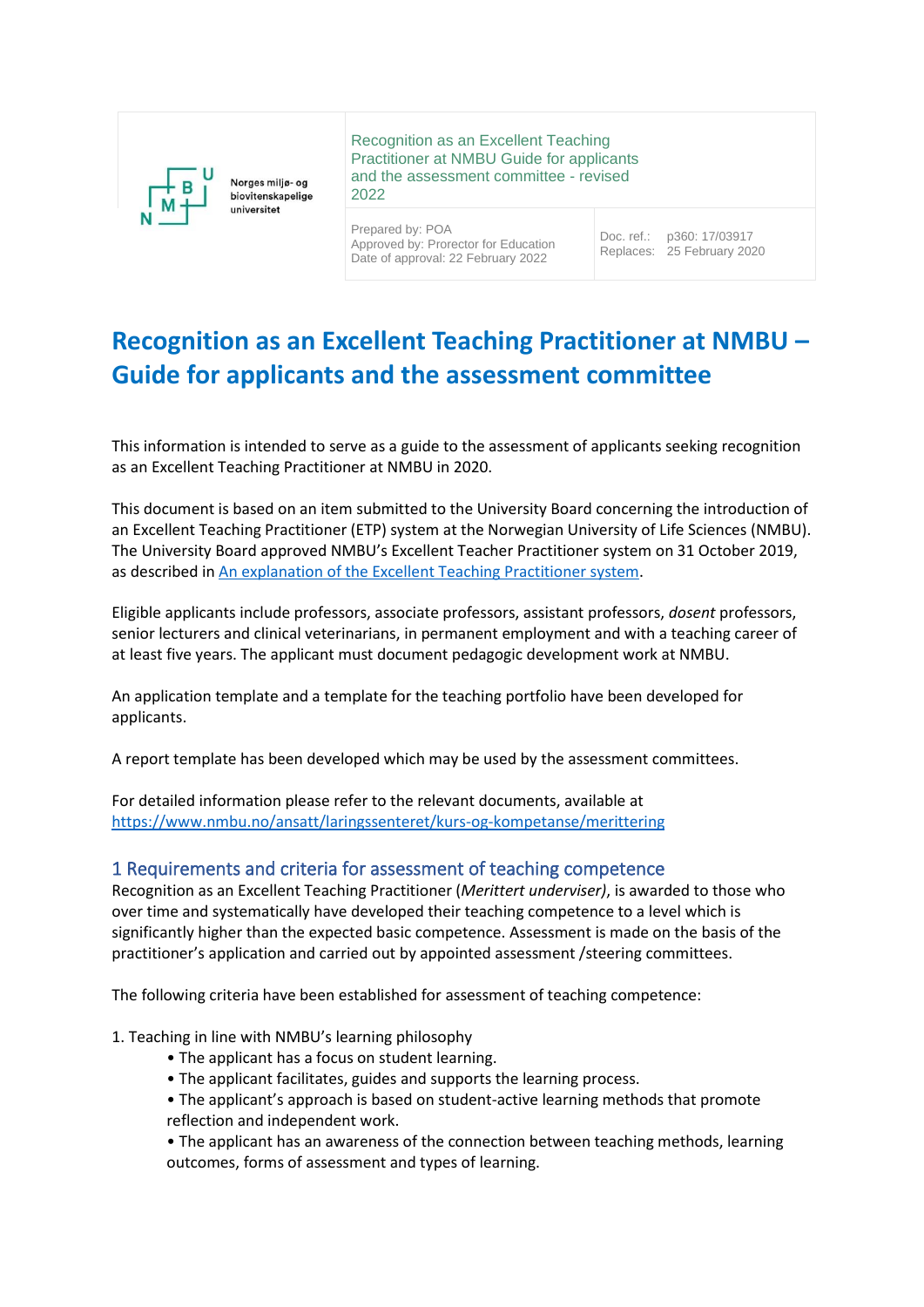| Norges miljø- og biovitenskapelige universitet | Recognition as an Excellent Teaching Practitioner at NMBU Guide for applicants and the assessment committee - revised 2022 | |
|---|---|---|
| | Prepared by: POA<br>Approved by: Prorector for Education<br>Date of approval: 22 February 2022 | Doc. ref.: p360: 17/03917<br>Replaces: 25 February 2020 |

# Recognition as an Excellent Teaching Practitioner at NMBU – Guide for applicants and the assessment committee

This information is intended to serve as a guide to the assessment of applicants seeking recognition as an Excellent Teaching Practitioner at NMBU in 2020.

This document is based on an item submitted to the University Board concerning the introduction of an Excellent Teaching Practitioner (ETP) system at the Norwegian University of Life Sciences (NMBU). The University Board approved NMBU's Excellent Teacher Practitioner system on 31 October 2019, as described in [An explanation of the Excellent Teaching Practitioner system](An explanation of the Excellent Teaching Practitioner system).

Eligible applicants include professors, associate professors, assistant professors, *dosent* professors, senior lecturers and clinical veterinarians, in permanent employment and with a teaching career of at least five years. The applicant must document pedagogic development work at NMBU.

An application template and a template for the teaching portfolio have been developed for applicants.

A report template has been developed which may be used by the assessment committees.

For detailed information please refer to the relevant documents, available at [https://www.nmbu.no/ansatt/laringssenteret/kurs-og-kompetanse/merittering](https://www.nmbu.no/ansatt/laringssenteret/kurs-og-kompetanse/merittering)

## 1 Requirements and criteria for assessment of teaching competence

Recognition as an Excellent Teaching Practitioner (*Merittert underviser)*, is awarded to those who over time and systematically have developed their teaching competence to a level which is significantly higher than the expected basic competence. Assessment is made on the basis of the practitioner's application and carried out by appointed assessment /steering committees.

The following criteria have been established for assessment of teaching competence:

1. Teaching in line with NMBU's learning philosophy
   - The applicant has a focus on student learning.
   - The applicant facilitates, guides and supports the learning process.
   - The applicant's approach is based on student-active learning methods that promote reflection and independent work.
   - The applicant has an awareness of the connection between teaching methods, learning outcomes, forms of assessment and types of learning.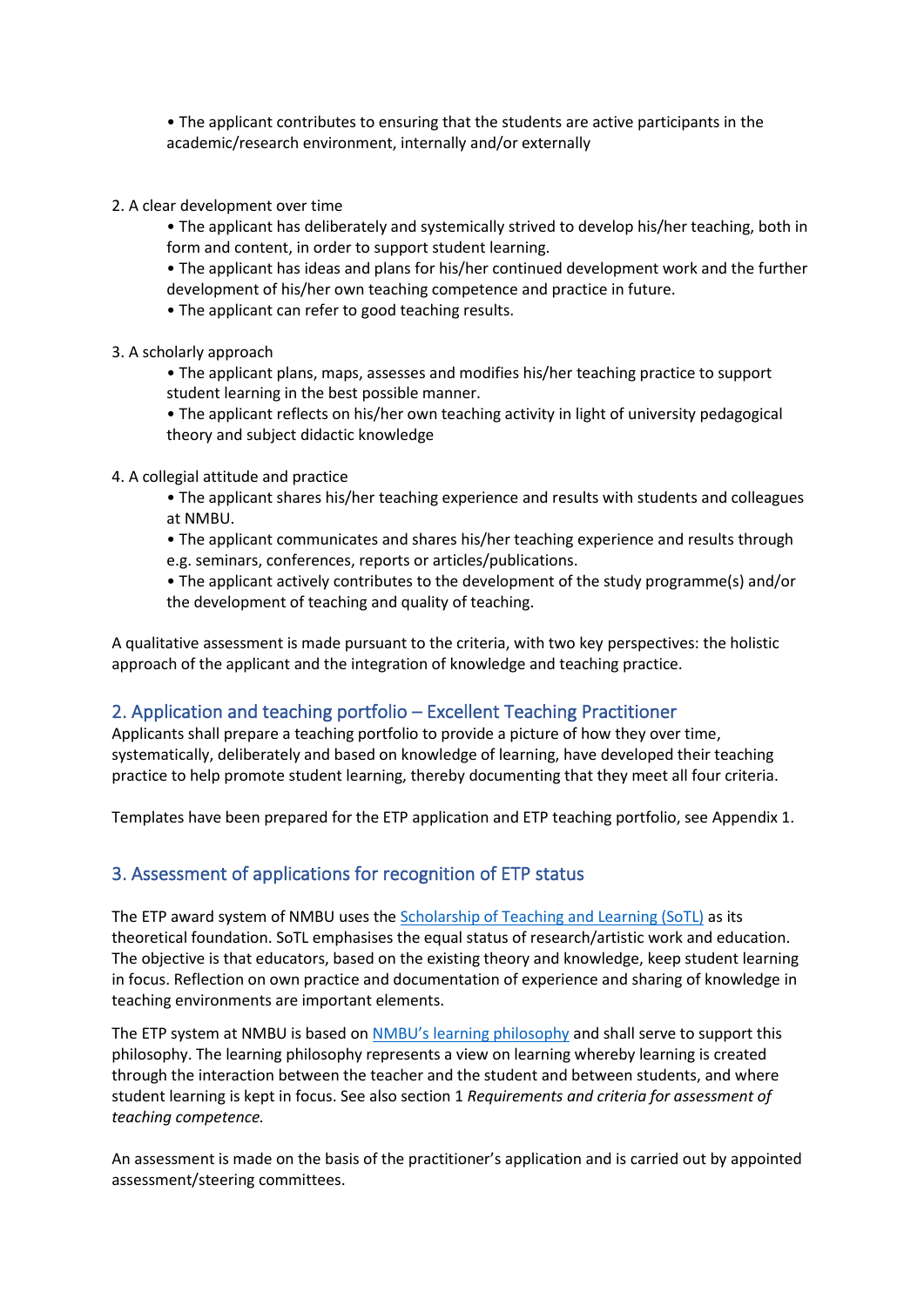- The applicant contributes to ensuring that the students are active participants in the academic/research environment, internally and/or externally

2. A clear development over time
   - The applicant has deliberately and systemically strived to develop his/her teaching, both in form and content, in order to support student learning.
   - The applicant has ideas and plans for his/her continued development work and the further development of his/her own teaching competence and practice in future.
   - The applicant can refer to good teaching results.

3. A scholarly approach
   - The applicant plans, maps, assesses and modifies his/her teaching practice to support student learning in the best possible manner.
   - The applicant reflects on his/her own teaching activity in light of university pedagogical theory and subject didactic knowledge

4. A collegial attitude and practice
   - The applicant shares his/her teaching experience and results with students and colleagues at NMBU.
   - The applicant communicates and shares his/her teaching experience and results through e.g. seminars, conferences, reports or articles/publications.
   - The applicant actively contributes to the development of the study programme(s) and/or the development of teaching and quality of teaching.

A qualitative assessment is made pursuant to the criteria, with two key perspectives: the holistic approach of the applicant and the integration of knowledge and teaching practice.

## 2. Application and teaching portfolio – Excellent Teaching Practitioner

Applicants shall prepare a teaching portfolio to provide a picture of how they over time, systematically, deliberately and based on knowledge of learning, have developed their teaching practice to help promote student learning, thereby documenting that they meet all four criteria.

Templates have been prepared for the ETP application and ETP teaching portfolio, see Appendix 1.

## 3. Assessment of applications for recognition of ETP status

The ETP award system of NMBU uses the Scholarship of Teaching and Learning (SoTL) as its theoretical foundation. SoTL emphasises the equal status of research/artistic work and education. The objective is that educators, based on the existing theory and knowledge, keep student learning in focus. Reflection on own practice and documentation of experience and sharing of knowledge in teaching environments are important elements.

The ETP system at NMBU is based on NMBU's learning philosophy and shall serve to support this philosophy. The learning philosophy represents a view on learning whereby learning is created through the interaction between the teacher and the student and between students, and where student learning is kept in focus. See also section 1 *Requirements and criteria for assessment of teaching competence.*

An assessment is made on the basis of the practitioner's application and is carried out by appointed assessment/steering committees.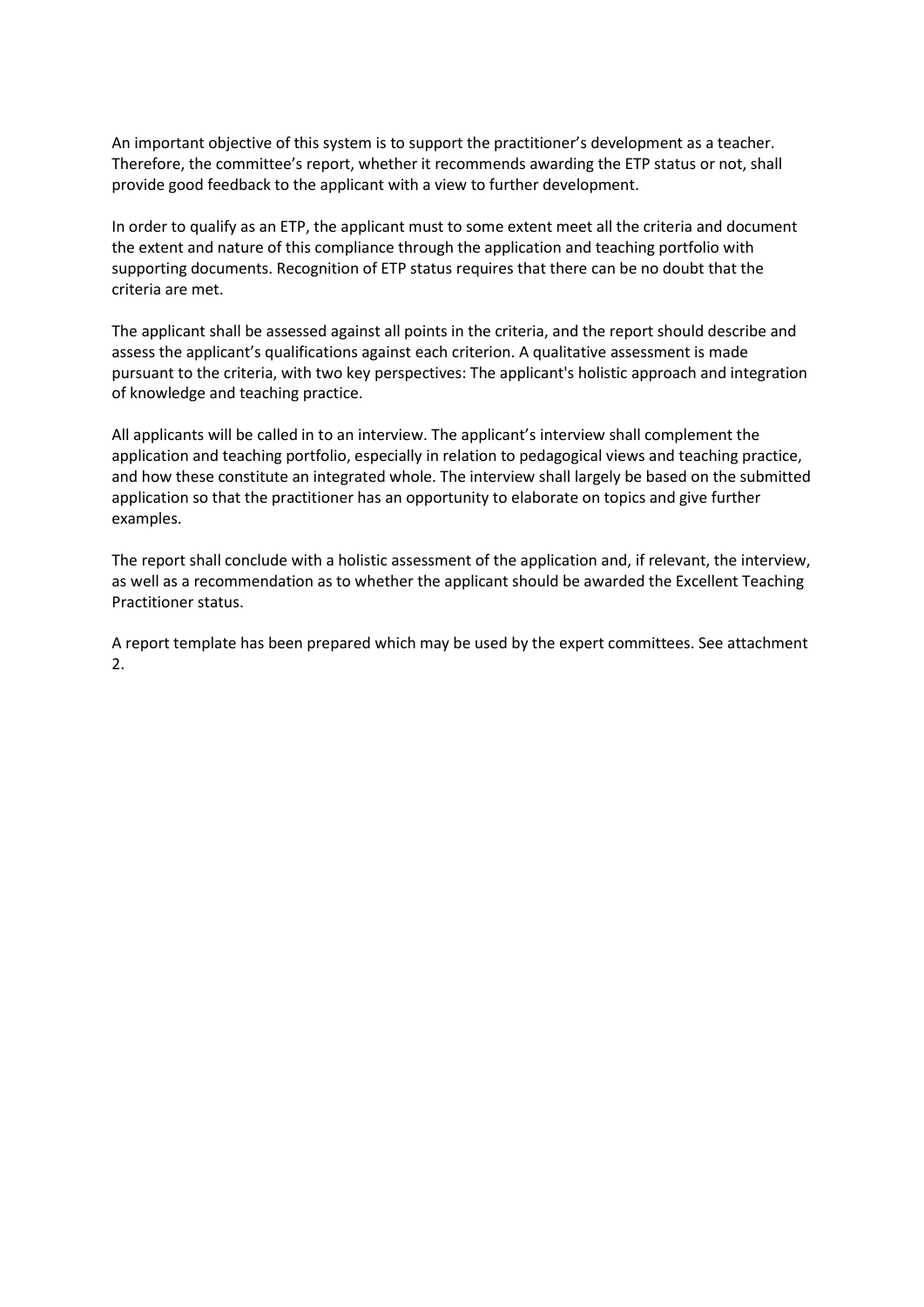An important objective of this system is to support the practitioner's development as a teacher. Therefore, the committee's report, whether it recommends awarding the ETP status or not, shall provide good feedback to the applicant with a view to further development.

In order to qualify as an ETP, the applicant must to some extent meet all the criteria and document the extent and nature of this compliance through the application and teaching portfolio with supporting documents. Recognition of ETP status requires that there can be no doubt that the criteria are met.

The applicant shall be assessed against all points in the criteria, and the report should describe and assess the applicant's qualifications against each criterion. A qualitative assessment is made pursuant to the criteria, with two key perspectives: The applicant's holistic approach and integration of knowledge and teaching practice.

All applicants will be called in to an interview. The applicant's interview shall complement the application and teaching portfolio, especially in relation to pedagogical views and teaching practice, and how these constitute an integrated whole. The interview shall largely be based on the submitted application so that the practitioner has an opportunity to elaborate on topics and give further examples.

The report shall conclude with a holistic assessment of the application and, if relevant, the interview, as well as a recommendation as to whether the applicant should be awarded the Excellent Teaching Practitioner status.

A report template has been prepared which may be used by the expert committees. See attachment 2.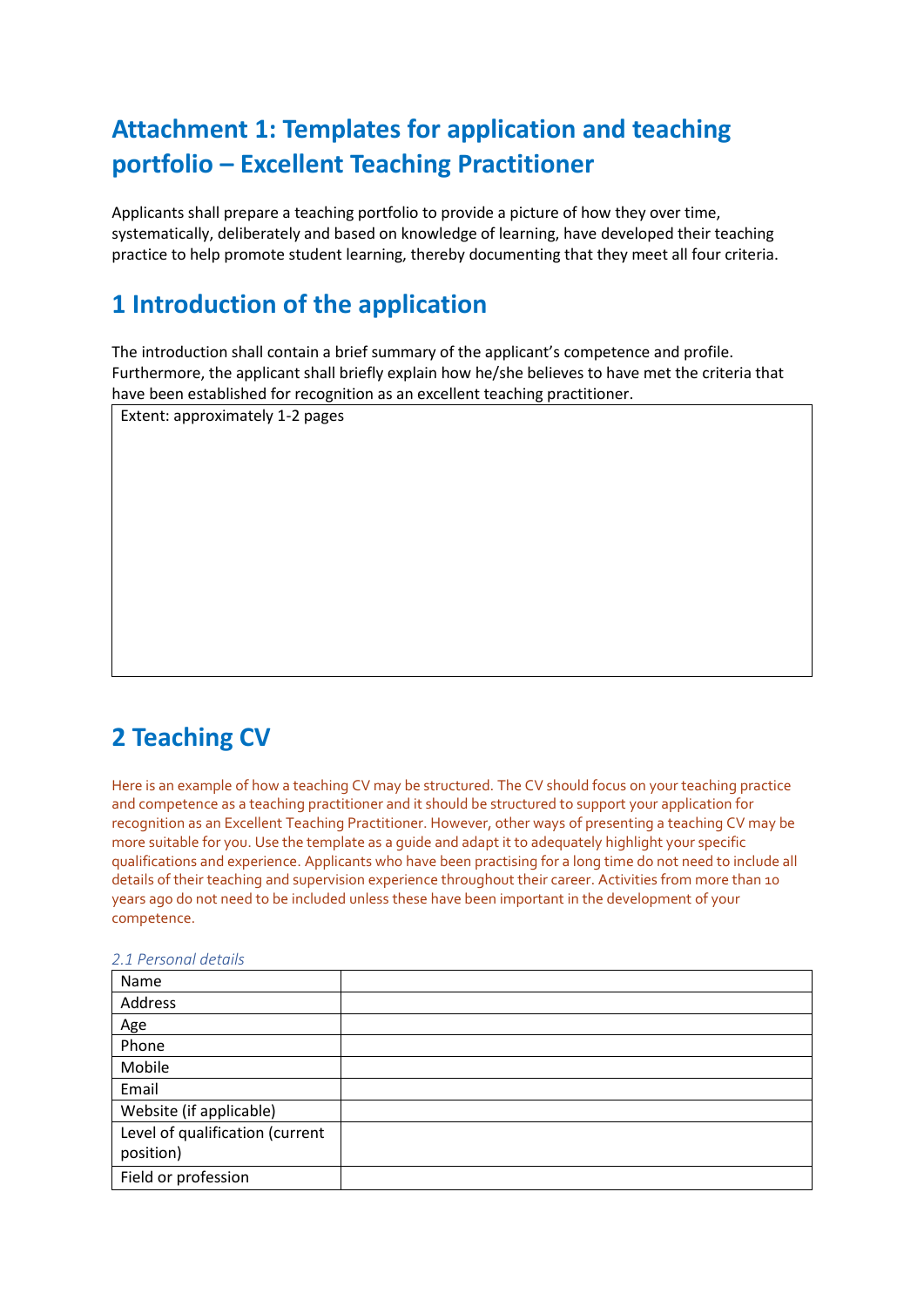# Attachment 1: Templates for application and teaching portfolio – Excellent Teaching Practitioner

Applicants shall prepare a teaching portfolio to provide a picture of how they over time, systematically, deliberately and based on knowledge of learning, have developed their teaching practice to help promote student learning, thereby documenting that they meet all four criteria.

## 1 Introduction of the application

The introduction shall contain a brief summary of the applicant's competence and profile. Furthermore, the applicant shall briefly explain how he/she believes to have met the criteria that have been established for recognition as an excellent teaching practitioner.

| Extent: approximately 1-2 pages |
|---|
| |

## 2 Teaching CV

Here is an example of how a teaching CV may be structured. The CV should focus on your teaching practice and competence as a teaching practitioner and it should be structured to support your application for recognition as an Excellent Teaching Practitioner. However, other ways of presenting a teaching CV may be more suitable for you. Use the template as a guide and adapt it to adequately highlight your specific qualifications and experience. Applicants who have been practising for a long time do not need to include all details of their teaching and supervision experience throughout their career. Activities from more than 10 years ago do not need to be included unless these have been important in the development of your competence.

*2.1 Personal details*

| Name | |
|---|---|
| Address | |
| Age | |
| Phone | |
| Mobile | |
| Email | |
| Website (if applicable) | |
| Level of qualification (current position) | |
| Field or profession | |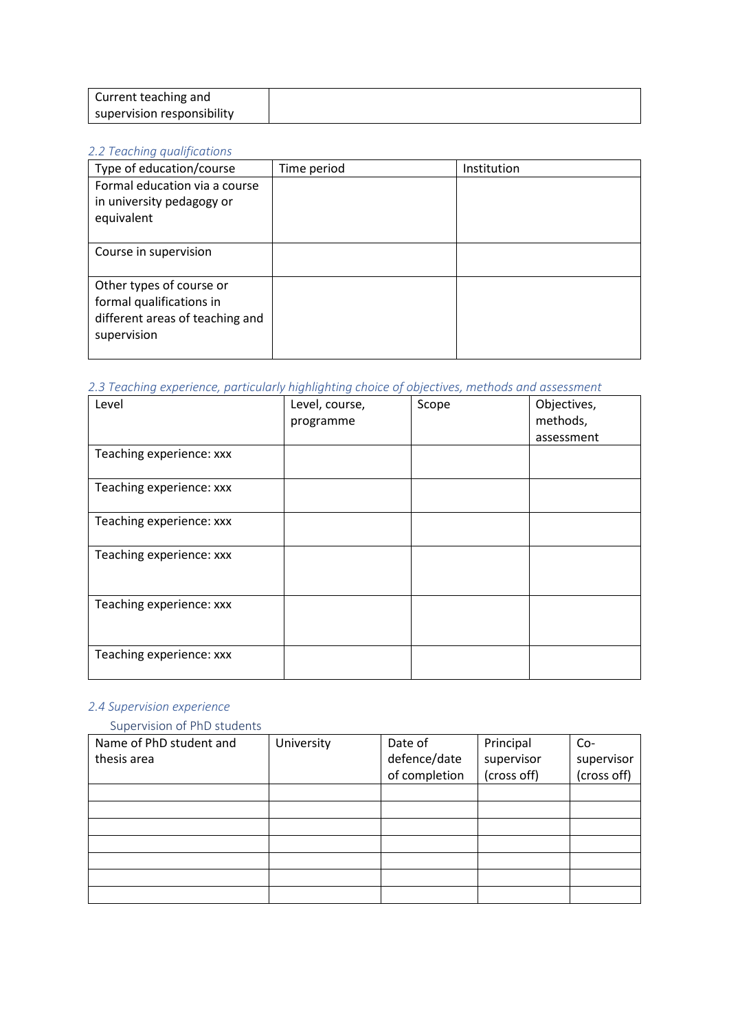| Current teaching and supervision responsibility | |
|---|---|

*2.2 Teaching qualifications*

| Type of education/course | Time period | Institution |
|---|---|---|
| Formal education via a course in university pedagogy or equivalent | | |
| Course in supervision | | |
| Other types of course or formal qualifications in different areas of teaching and supervision | | |

*2.3 Teaching experience, particularly highlighting choice of objectives, methods and assessment*

| Level | Level, course, programme | Scope | Objectives, methods, assessment |
|---|---|---|---|
| Teaching experience: xxx | | | |
| Teaching experience: xxx | | | |
| Teaching experience: xxx | | | |
| Teaching experience: xxx | | | |
| Teaching experience: xxx | | | |
| Teaching experience: xxx | | | |

*2.4 Supervision experience*

Supervision of PhD students

| Name of PhD student and thesis area | University | Date of defence/date of completion | Principal supervisor (cross off) | Co-supervisor (cross off) |
|---|---|---|---|---|
| | | | | |
| | | | | |
| | | | | |
| | | | | |
| | | | | |
| | | | | |
| | | | | |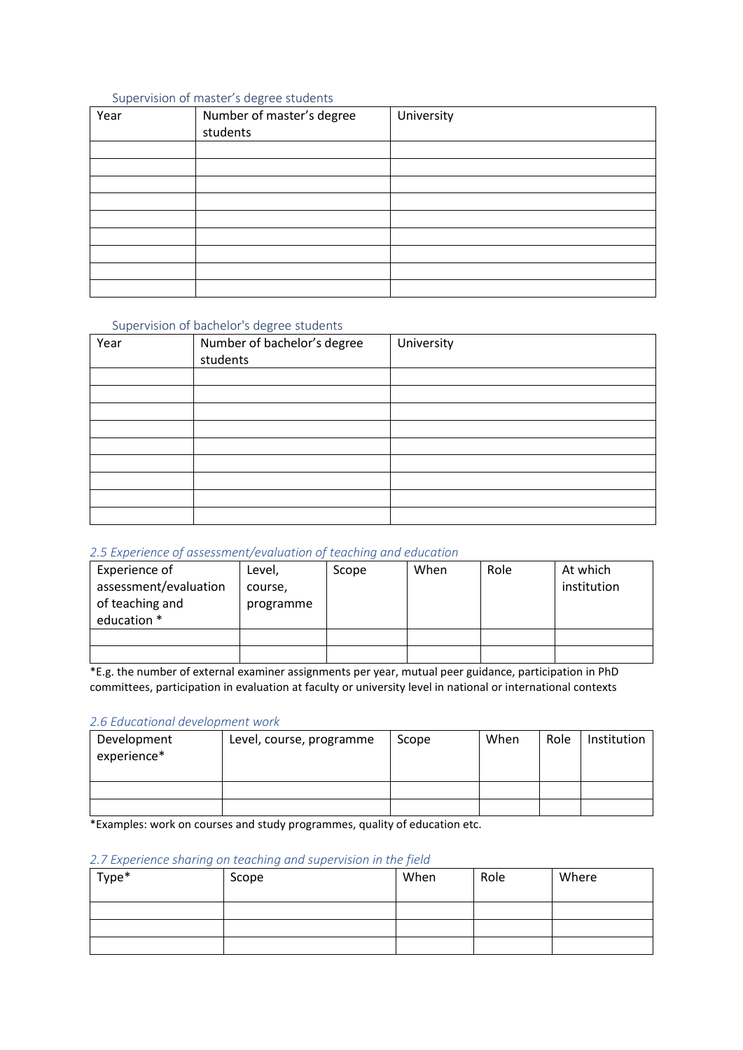### Supervision of master's degree students

| Year | Number of master's degree students | University |
|---|---|---|
| | | |
| | | |
| | | |
| | | |
| | | |
| | | |
| | | |
| | | |
| | | |

### Supervision of bachelor's degree students

| Year | Number of bachelor's degree students | University |
|---|---|---|
| | | |
| | | |
| | | |
| | | |
| | | |
| | | |
| | | |
| | | |
| | | |

### *2.5 Experience of assessment/evaluation of teaching and education*

| Experience of assessment/evaluation of teaching and education * | Level, course, programme | Scope | When | Role | At which institution |
|---|---|---|---|---|---|
| | | | | | |
| | | | | | |

*E.g. the number of external examiner assignments per year, mutual peer guidance, participation in PhD committees, participation in evaluation at faculty or university level in national or international contexts

### *2.6 Educational development work*

| Development experience* | Level, course, programme | Scope | When | Role | Institution |
|---|---|---|---|---|---|
| | | | | | |
| | | | | | |

*Examples: work on courses and study programmes, quality of education etc.

### *2.7 Experience sharing on teaching and supervision in the field*

| Type* | Scope | When | Role | Where |
|---|---|---|---|---|
| | | | | |
| | | | | |
| | | | | |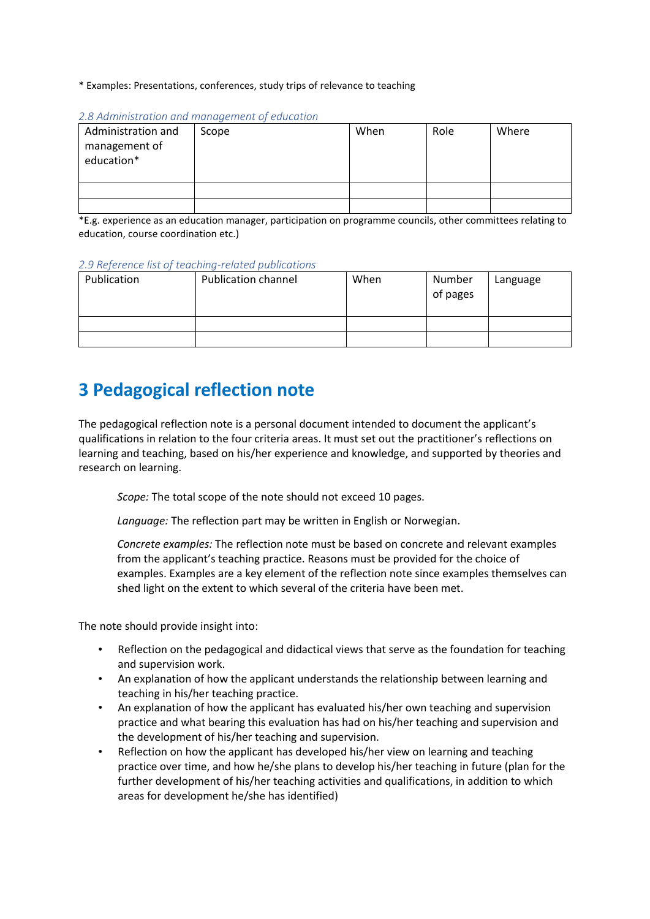* Examples: Presentations, conferences, study trips of relevance to teaching

*2.8 Administration and management of education*

| Administration and management of education* | Scope | When | Role | Where |
|---|---|---|---|---|
| | | | | |
| | | | | |

*E.g. experience as an education manager, participation on programme councils, other committees relating to education, course coordination etc.)

*2.9 Reference list of teaching-related publications*

| Publication | Publication channel | When | Number of pages | Language |
|---|---|---|---|---|
| | | | | |
| | | | | |

# 3 Pedagogical reflection note

The pedagogical reflection note is a personal document intended to document the applicant's qualifications in relation to the four criteria areas. It must set out the practitioner's reflections on learning and teaching, based on his/her experience and knowledge, and supported by theories and research on learning.

> *Scope:* The total scope of the note should not exceed 10 pages.
>
> *Language:* The reflection part may be written in English or Norwegian.
>
> *Concrete examples:* The reflection note must be based on concrete and relevant examples from the applicant's teaching practice. Reasons must be provided for the choice of examples. Examples are a key element of the reflection note since examples themselves can shed light on the extent to which several of the criteria have been met.

The note should provide insight into:

- Reflection on the pedagogical and didactical views that serve as the foundation for teaching and supervision work.
- An explanation of how the applicant understands the relationship between learning and teaching in his/her teaching practice.
- An explanation of how the applicant has evaluated his/her own teaching and supervision practice and what bearing this evaluation has had on his/her teaching and supervision and the development of his/her teaching and supervision.
- Reflection on how the applicant has developed his/her view on learning and teaching practice over time, and how he/she plans to develop his/her teaching in future (plan for the further development of his/her teaching activities and qualifications, in addition to which areas for development he/she has identified)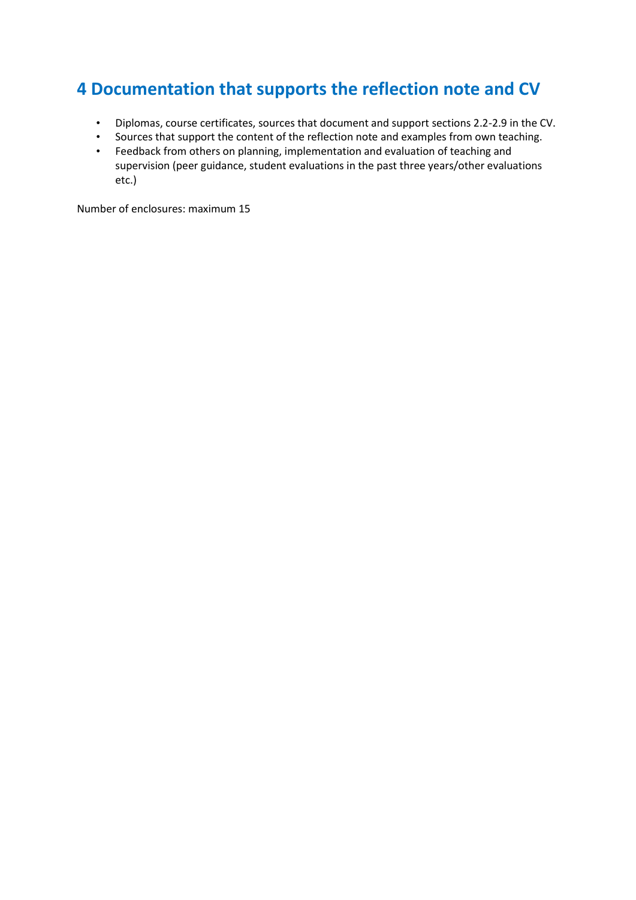## 4 Documentation that supports the reflection note and CV

- Diplomas, course certificates, sources that document and support sections 2.2-2.9 in the CV.
- Sources that support the content of the reflection note and examples from own teaching.
- Feedback from others on planning, implementation and evaluation of teaching and supervision (peer guidance, student evaluations in the past three years/other evaluations etc.)

Number of enclosures: maximum 15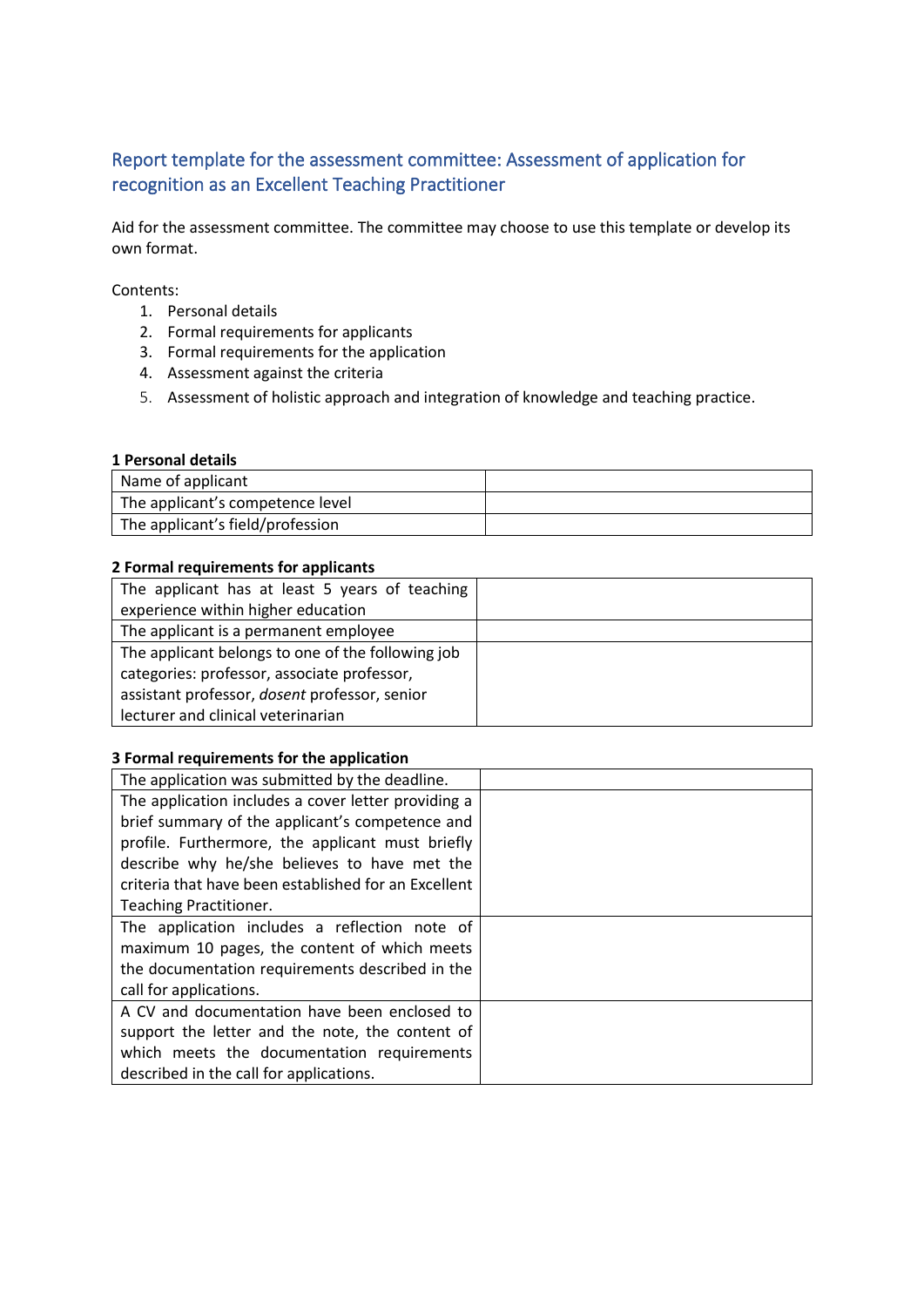## Report template for the assessment committee: Assessment of application for recognition as an Excellent Teaching Practitioner

Aid for the assessment committee. The committee may choose to use this template or develop its own format.

Contents:

1. Personal details
2. Formal requirements for applicants
3. Formal requirements for the application
4. Assessment against the criteria
5. Assessment of holistic approach and integration of knowledge and teaching practice.

**1 Personal details**

| Name of applicant | |
|---|---|
| The applicant's competence level | |
| The applicant's field/profession | |

**2 Formal requirements for applicants**

| The applicant has at least 5 years of teaching experience within higher education | |
|---|---|
| The applicant is a permanent employee | |
| The applicant belongs to one of the following job categories: professor, associate professor, assistant professor, *dosent* professor, senior lecturer and clinical veterinarian | |

**3 Formal requirements for the application**

| The application was submitted by the deadline. | |
|---|---|
| The application includes a cover letter providing a brief summary of the applicant's competence and profile. Furthermore, the applicant must briefly describe why he/she believes to have met the criteria that have been established for an Excellent Teaching Practitioner. | |
| The application includes a reflection note of maximum 10 pages, the content of which meets the documentation requirements described in the call for applications. | |
| A CV and documentation have been enclosed to support the letter and the note, the content of which meets the documentation requirements described in the call for applications. | |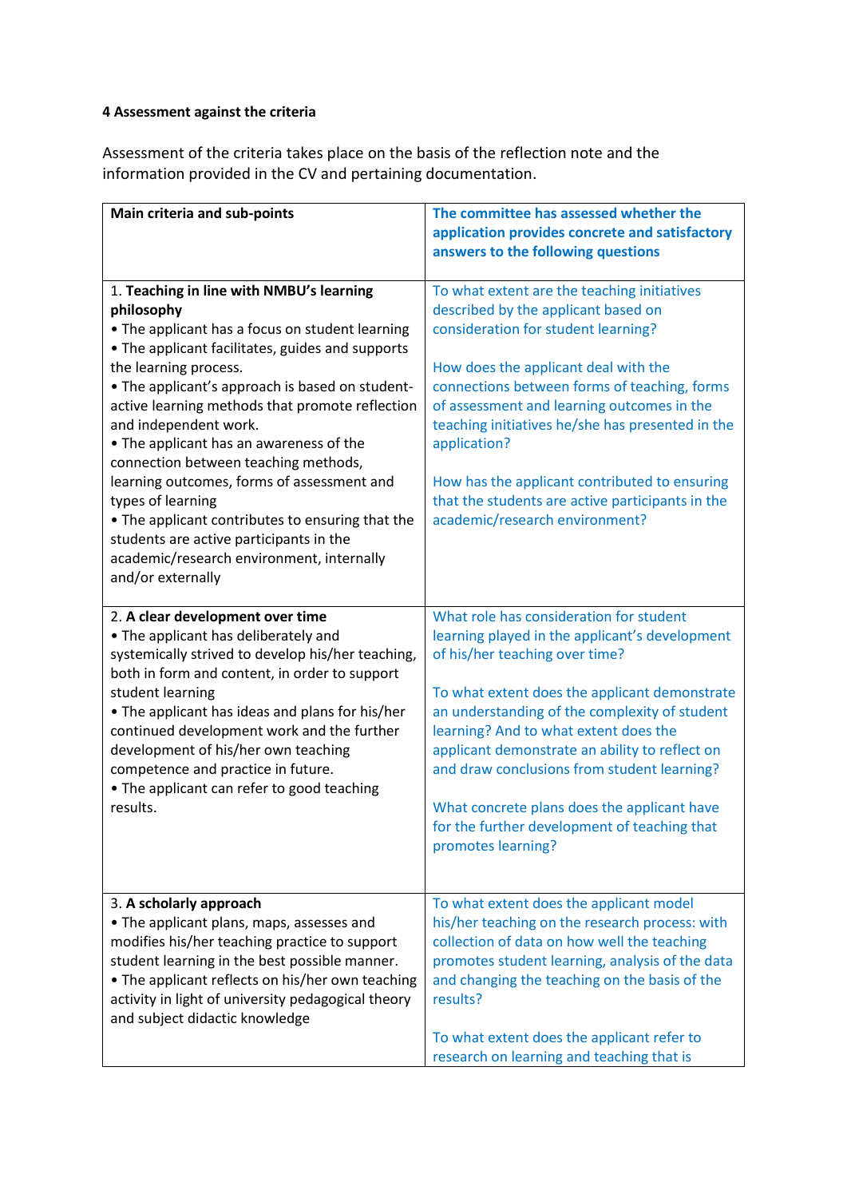**4 Assessment against the criteria**

Assessment of the criteria takes place on the basis of the reflection note and the information provided in the CV and pertaining documentation.

| Main criteria and sub-points | The committee has assessed whether the application provides concrete and satisfactory answers to the following questions |
|---|---|
| 1. **Teaching in line with NMBU's learning philosophy**<br>• The applicant has a focus on student learning<br>• The applicant facilitates, guides and supports the learning process.<br>• The applicant's approach is based on student-active learning methods that promote reflection and independent work.<br>• The applicant has an awareness of the connection between teaching methods, learning outcomes, forms of assessment and types of learning<br>• The applicant contributes to ensuring that the students are active participants in the academic/research environment, internally and/or externally | To what extent are the teaching initiatives described by the applicant based on consideration for student learning?<br><br>How does the applicant deal with the connections between forms of teaching, forms of assessment and learning outcomes in the teaching initiatives he/she has presented in the application?<br><br>How has the applicant contributed to ensuring that the students are active participants in the academic/research environment? |
| 2. **A clear development over time**<br>• The applicant has deliberately and systemically strived to develop his/her teaching, both in form and content, in order to support student learning<br>• The applicant has ideas and plans for his/her continued development work and the further development of his/her own teaching competence and practice in future.<br>• The applicant can refer to good teaching results. | What role has consideration for student learning played in the applicant's development of his/her teaching over time?<br><br>To what extent does the applicant demonstrate an understanding of the complexity of student learning? And to what extent does the applicant demonstrate an ability to reflect on and draw conclusions from student learning?<br><br>What concrete plans does the applicant have for the further development of teaching that promotes learning? |
| 3. **A scholarly approach**<br>• The applicant plans, maps, assesses and modifies his/her teaching practice to support student learning in the best possible manner.<br>• The applicant reflects on his/her own teaching activity in light of university pedagogical theory and subject didactic knowledge | To what extent does the applicant model his/her teaching on the research process: with collection of data on how well the teaching promotes student learning, analysis of the data and changing the teaching on the basis of the results?<br><br>To what extent does the applicant refer to research on learning and teaching that is |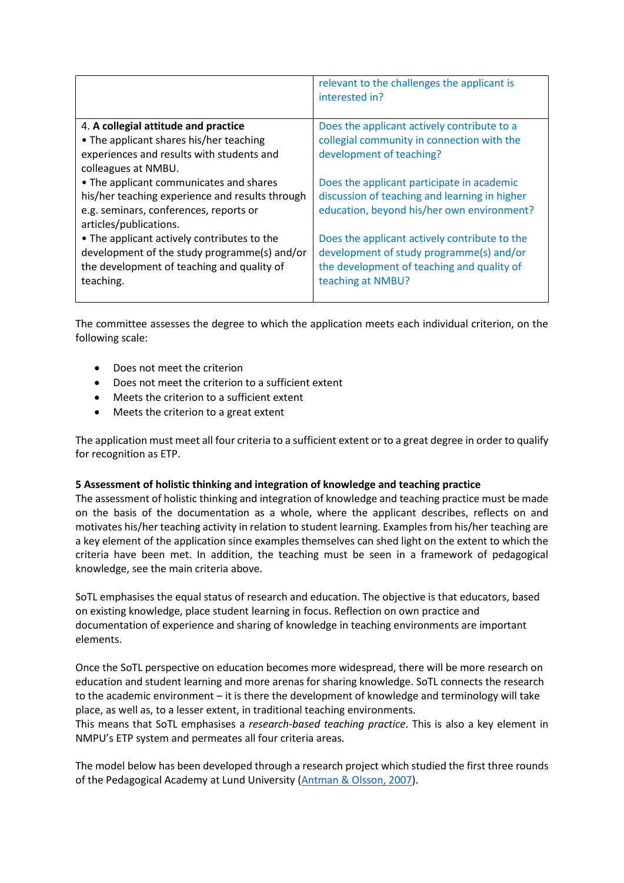| | |
|---|---|
| | relevant to the challenges the applicant is interested in? |
| 4. **A collegial attitude and practice**<br>• The applicant shares his/her teaching experiences and results with students and colleagues at NMBU.<br>• The applicant communicates and shares his/her teaching experience and results through e.g. seminars, conferences, reports or articles/publications.<br>• The applicant actively contributes to the development of the study programme(s) and/or the development of teaching and quality of teaching. | Does the applicant actively contribute to a collegial community in connection with the development of teaching?<br><br>Does the applicant participate in academic discussion of teaching and learning in higher education, beyond his/her own environment?<br><br>Does the applicant actively contribute to the development of study programme(s) and/or the development of teaching and quality of teaching at NMBU? |

The committee assesses the degree to which the application meets each individual criterion, on the following scale:

- Does not meet the criterion
- Does not meet the criterion to a sufficient extent
- Meets the criterion to a sufficient extent
- Meets the criterion to a great extent

The application must meet all four criteria to a sufficient extent or to a great degree in order to qualify for recognition as ETP.

**5 Assessment of holistic thinking and integration of knowledge and teaching practice**

The assessment of holistic thinking and integration of knowledge and teaching practice must be made on the basis of the documentation as a whole, where the applicant describes, reflects on and motivates his/her teaching activity in relation to student learning. Examples from his/her teaching are a key element of the application since examples themselves can shed light on the extent to which the criteria have been met. In addition, the teaching must be seen in a framework of pedagogical knowledge, see the main criteria above.

SoTL emphasises the equal status of research and education. The objective is that educators, based on existing knowledge, place student learning in focus. Reflection on own practice and documentation of experience and sharing of knowledge in teaching environments are important elements.

Once the SoTL perspective on education becomes more widespread, there will be more research on education and student learning and more arenas for sharing knowledge. SoTL connects the research to the academic environment – it is there the development of knowledge and terminology will take place, as well as, to a lesser extent, in traditional teaching environments.
This means that SoTL emphasises a *research-based teaching practice*. This is also a key element in NMPU's ETP system and permeates all four criteria areas.

The model below has been developed through a research project which studied the first three rounds of the Pedagogical Academy at Lund University (Antman & Olsson, 2007).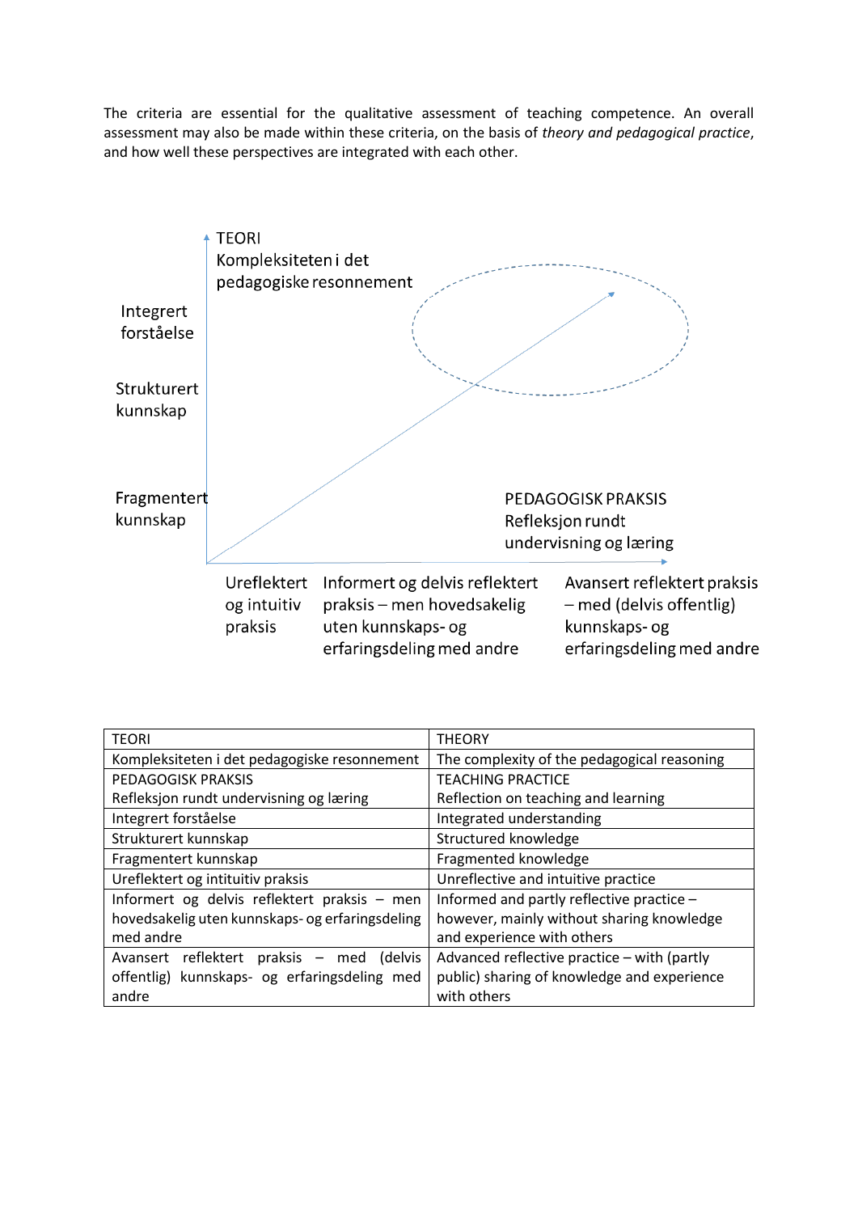The criteria are essential for the qualitative assessment of teaching competence. An overall assessment may also be made within these criteria, on the basis of *theory and pedagogical practice*, and how well these perspectives are integrated with each other.

TEORI
Kompleksiteten i det pedagogiske resonnement

Integrert forståelse

Strukturert kunnskap

Fragmentert kunnskap

PEDAGOGISK PRAKSIS
Refleksjon rundt undervisning og læring

Ureflektert og intuitiv praksis

Informert og delvis reflektert praksis – men hovedsakelig uten kunnskaps- og erfaringsdeling med andre

Avansert reflektert praksis – med (delvis offentlig) kunnskaps- og erfaringsdeling med andre

| TEORI | THEORY |
|---|---|
| Kompleksiteten i det pedagogiske resonnement | The complexity of the pedagogical reasoning |
| PEDAGOGISK PRAKSIS<br>Refleksjon rundt undervisning og læring | TEACHING PRACTICE<br>Reflection on teaching and learning |
| Integrert forståelse | Integrated understanding |
| Strukturert kunnskap | Structured knowledge |
| Fragmentert kunnskap | Fragmented knowledge |
| Ureflektert og intuitiv praksis | Unreflective and intuitive practice |
| Informert og delvis reflektert praksis – men hovedsakelig uten kunnskaps- og erfaringsdeling med andre | Informed and partly reflective practice – however, mainly without sharing knowledge and experience with others |
| Avansert reflektert praksis – med (delvis offentlig) kunnskaps- og erfaringsdeling med andre | Advanced reflective practice – with (partly public) sharing of knowledge and experience with others |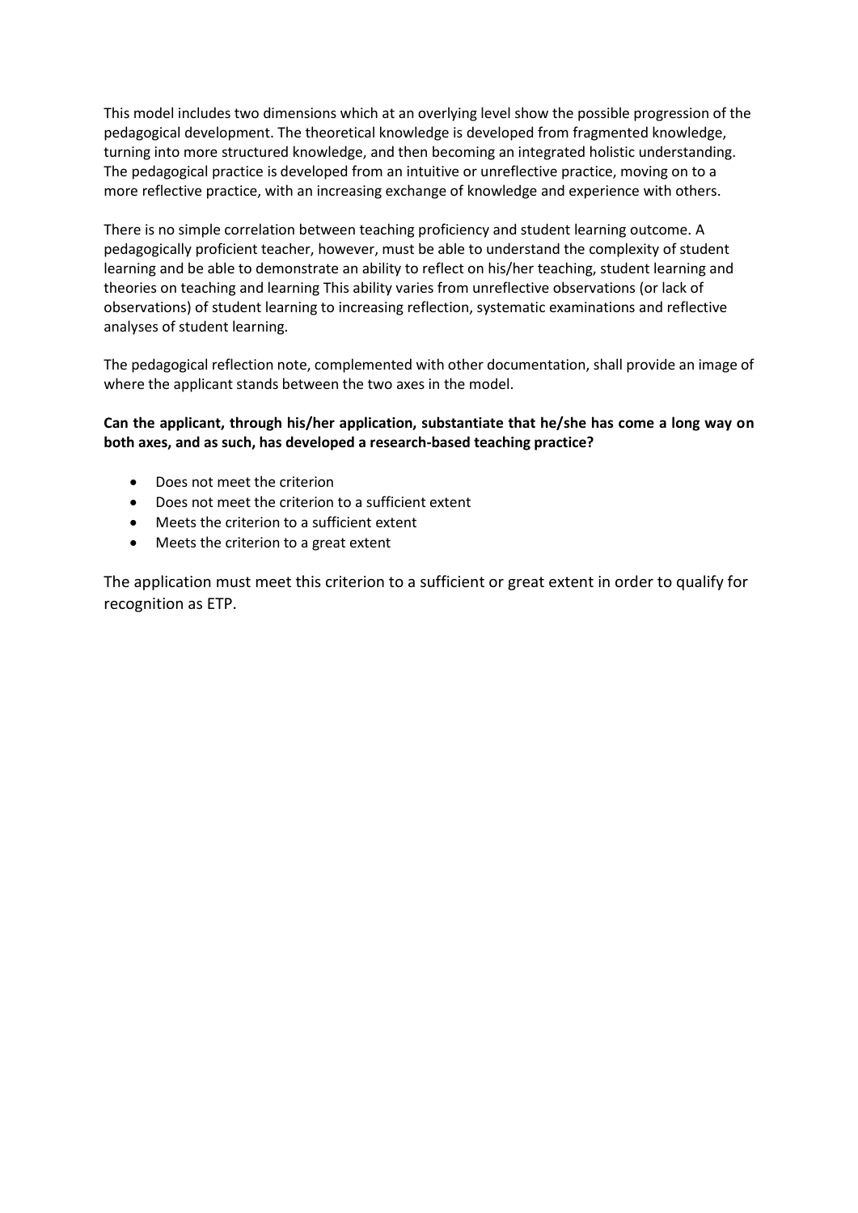This model includes two dimensions which at an overlying level show the possible progression of the pedagogical development. The theoretical knowledge is developed from fragmented knowledge, turning into more structured knowledge, and then becoming an integrated holistic understanding. The pedagogical practice is developed from an intuitive or unreflective practice, moving on to a more reflective practice, with an increasing exchange of knowledge and experience with others.

There is no simple correlation between teaching proficiency and student learning outcome. A pedagogically proficient teacher, however, must be able to understand the complexity of student learning and be able to demonstrate an ability to reflect on his/her teaching, student learning and theories on teaching and learning This ability varies from unreflective observations (or lack of observations) of student learning to increasing reflection, systematic examinations and reflective analyses of student learning.

The pedagogical reflection note, complemented with other documentation, shall provide an image of where the applicant stands between the two axes in the model.

**Can the applicant, through his/her application, substantiate that he/she has come a long way on both axes, and as such, has developed a research-based teaching practice?**

- Does not meet the criterion
- Does not meet the criterion to a sufficient extent
- Meets the criterion to a sufficient extent
- Meets the criterion to a great extent

The application must meet this criterion to a sufficient or great extent in order to qualify for recognition as ETP.